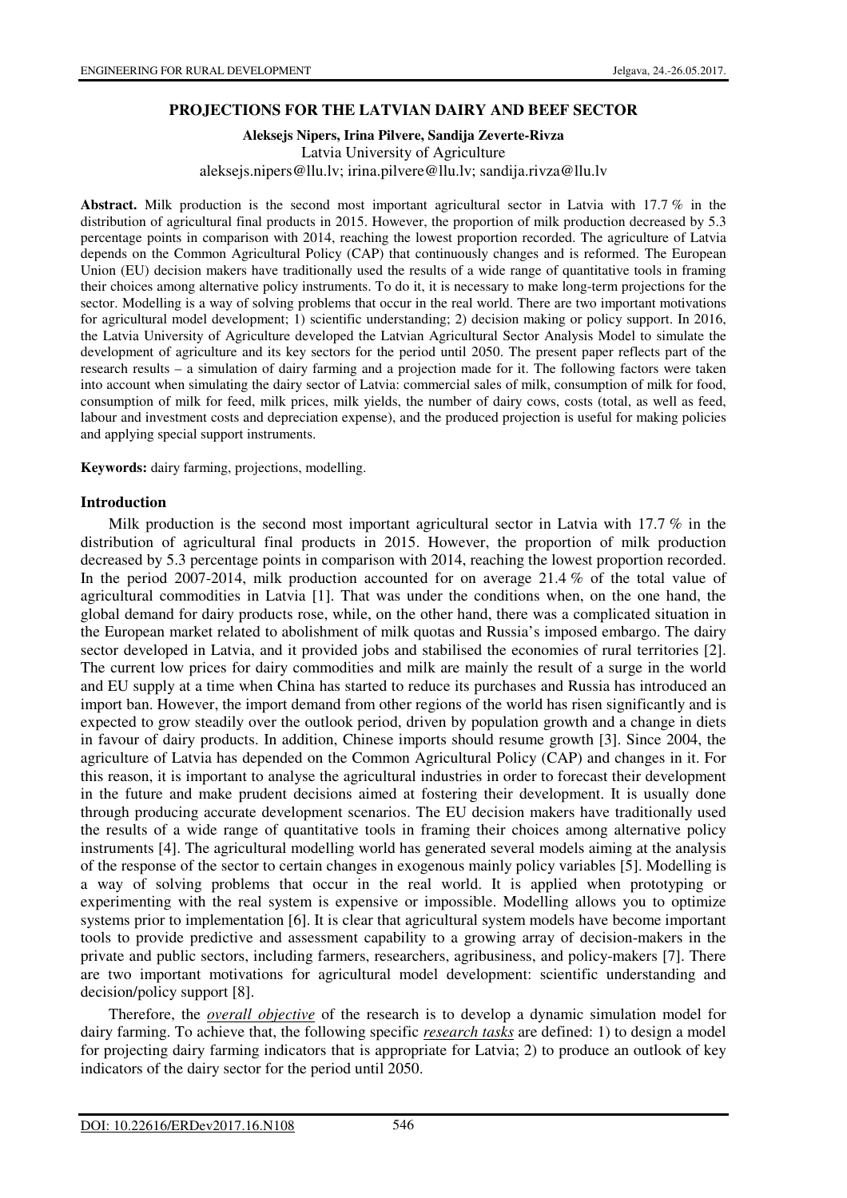# PROJECTIONS FOR THE LATVIAN DAIRY AND BEEF SECTOR

**Aleksejs Nipers, Irina Pilvere, Sandija Zeverte-Rivza**

Latvia University of Agriculture

aleksejs.nipers@llu.lv; irina.pilvere@llu.lv; sandija.rivza@llu.lv

**Abstract.** Milk production is the second most important agricultural sector in Latvia with 17.7 % in the distribution of agricultural final products in 2015. However, the proportion of milk production decreased by 5.3 percentage points in comparison with 2014, reaching the lowest proportion recorded. The agriculture of Latvia depends on the Common Agricultural Policy (CAP) that continuously changes and is reformed. The European Union (EU) decision makers have traditionally used the results of a wide range of quantitative tools in framing their choices among alternative policy instruments. To do it, it is necessary to make long-term projections for the sector. Modelling is a way of solving problems that occur in the real world. There are two important motivations for agricultural model development; 1) scientific understanding; 2) decision making or policy support. In 2016, the Latvia University of Agriculture developed the Latvian Agricultural Sector Analysis Model to simulate the development of agriculture and its key sectors for the period until 2050. The present paper reflects part of the research results – a simulation of dairy farming and a projection made for it. The following factors were taken into account when simulating the dairy sector of Latvia: commercial sales of milk, consumption of milk for food, consumption of milk for feed, milk prices, milk yields, the number of dairy cows, costs (total, as well as feed, labour and investment costs and depreciation expense), and the produced projection is useful for making policies and applying special support instruments.

**Keywords:** dairy farming, projections, modelling.

## Introduction

Milk production is the second most important agricultural sector in Latvia with 17.7 % in the distribution of agricultural final products in 2015. However, the proportion of milk production decreased by 5.3 percentage points in comparison with 2014, reaching the lowest proportion recorded. In the period 2007-2014, milk production accounted for on average 21.4 % of the total value of agricultural commodities in Latvia [1]. That was under the conditions when, on the one hand, the global demand for dairy products rose, while, on the other hand, there was a complicated situation in the European market related to abolishment of milk quotas and Russia's imposed embargo. The dairy sector developed in Latvia, and it provided jobs and stabilised the economies of rural territories [2]. The current low prices for dairy commodities and milk are mainly the result of a surge in the world and EU supply at a time when China has started to reduce its purchases and Russia has introduced an import ban. However, the import demand from other regions of the world has risen significantly and is expected to grow steadily over the outlook period, driven by population growth and a change in diets in favour of dairy products. In addition, Chinese imports should resume growth [3]. Since 2004, the agriculture of Latvia has depended on the Common Agricultural Policy (CAP) and changes in it. For this reason, it is important to analyse the agricultural industries in order to forecast their development in the future and make prudent decisions aimed at fostering their development. It is usually done through producing accurate development scenarios. The EU decision makers have traditionally used the results of a wide range of quantitative tools in framing their choices among alternative policy instruments [4]. The agricultural modelling world has generated several models aiming at the analysis of the response of the sector to certain changes in exogenous mainly policy variables [5]. Modelling is a way of solving problems that occur in the real world. It is applied when prototyping or experimenting with the real system is expensive or impossible. Modelling allows you to optimize systems prior to implementation [6]. It is clear that agricultural system models have become important tools to provide predictive and assessment capability to a growing array of decision-makers in the private and public sectors, including farmers, researchers, agribusiness, and policy-makers [7]. There are two important motivations for agricultural model development: scientific understanding and decision/policy support [8].

Therefore, the ***overall objective*** of the research is to develop a dynamic simulation model for dairy farming. To achieve that, the following specific ***research tasks*** are defined: 1) to design a model for projecting dairy farming indicators that is appropriate for Latvia; 2) to produce an outlook of key indicators of the dairy sector for the period until 2050.

DOI: 10.22616/ERDev2017.16.N108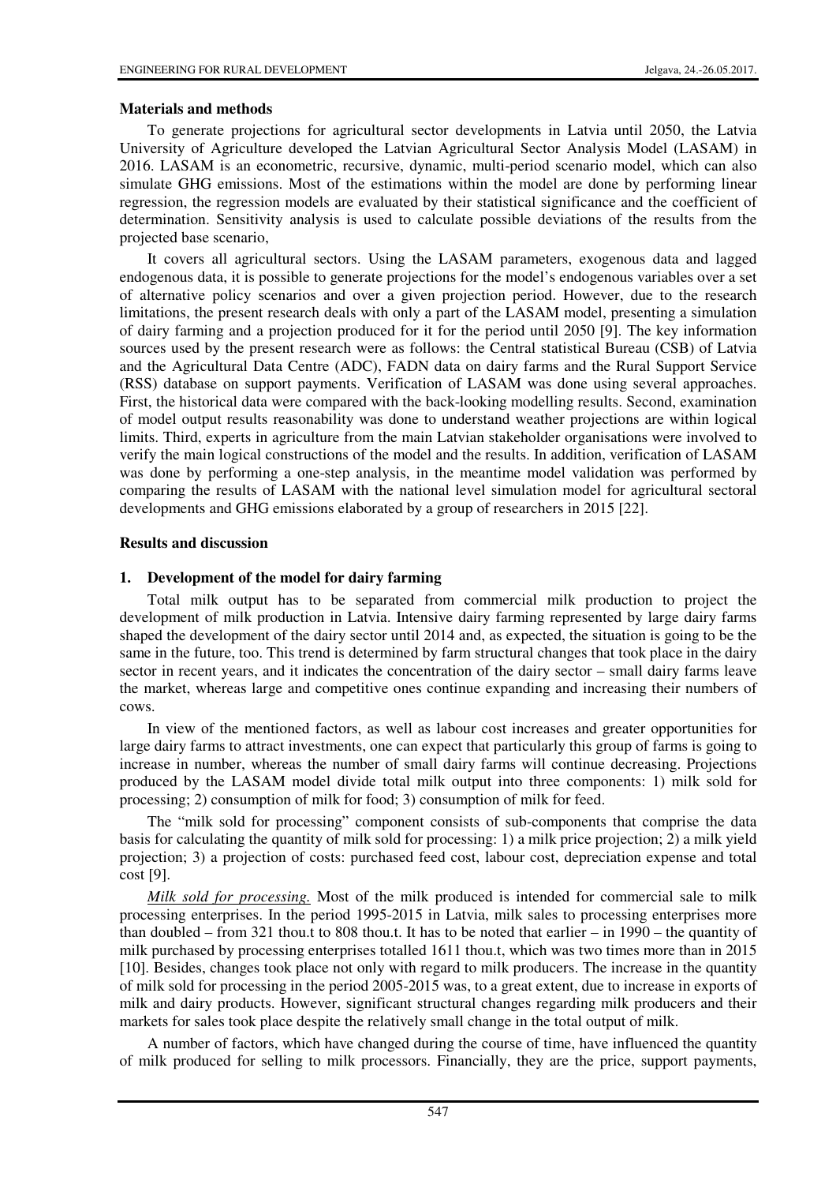**Materials and methods**

To generate projections for agricultural sector developments in Latvia until 2050, the Latvia University of Agriculture developed the Latvian Agricultural Sector Analysis Model (LASAM) in 2016. LASAM is an econometric, recursive, dynamic, multi-period scenario model, which can also simulate GHG emissions. Most of the estimations within the model are done by performing linear regression, the regression models are evaluated by their statistical significance and the coefficient of determination. Sensitivity analysis is used to calculate possible deviations of the results from the projected base scenario,

It covers all agricultural sectors. Using the LASAM parameters, exogenous data and lagged endogenous data, it is possible to generate projections for the model's endogenous variables over a set of alternative policy scenarios and over a given projection period. However, due to the research limitations, the present research deals with only a part of the LASAM model, presenting a simulation of dairy farming and a projection produced for it for the period until 2050 [9]. The key information sources used by the present research were as follows: the Central statistical Bureau (CSB) of Latvia and the Agricultural Data Centre (ADC), FADN data on dairy farms and the Rural Support Service (RSS) database on support payments. Verification of LASAM was done using several approaches. First, the historical data were compared with the back-looking modelling results. Second, examination of model output results reasonability was done to understand weather projections are within logical limits. Third, experts in agriculture from the main Latvian stakeholder organisations were involved to verify the main logical constructions of the model and the results. In addition, verification of LASAM was done by performing a one-step analysis, in the meantime model validation was performed by comparing the results of LASAM with the national level simulation model for agricultural sectoral developments and GHG emissions elaborated by a group of researchers in 2015 [22].

**Results and discussion**

**1. Development of the model for dairy farming**

Total milk output has to be separated from commercial milk production to project the development of milk production in Latvia. Intensive dairy farming represented by large dairy farms shaped the development of the dairy sector until 2014 and, as expected, the situation is going to be the same in the future, too. This trend is determined by farm structural changes that took place in the dairy sector in recent years, and it indicates the concentration of the dairy sector – small dairy farms leave the market, whereas large and competitive ones continue expanding and increasing their numbers of cows.

In view of the mentioned factors, as well as labour cost increases and greater opportunities for large dairy farms to attract investments, one can expect that particularly this group of farms is going to increase in number, whereas the number of small dairy farms will continue decreasing. Projections produced by the LASAM model divide total milk output into three components: 1) milk sold for processing; 2) consumption of milk for food; 3) consumption of milk for feed.

The "milk sold for processing" component consists of sub-components that comprise the data basis for calculating the quantity of milk sold for processing: 1) a milk price projection; 2) a milk yield projection; 3) a projection of costs: purchased feed cost, labour cost, depreciation expense and total cost [9].

*Milk sold for processing.* Most of the milk produced is intended for commercial sale to milk processing enterprises. In the period 1995-2015 in Latvia, milk sales to processing enterprises more than doubled – from 321 thou.t to 808 thou.t. It has to be noted that earlier – in 1990 – the quantity of milk purchased by processing enterprises totalled 1611 thou.t, which was two times more than in 2015 [10]. Besides, changes took place not only with regard to milk producers. The increase in the quantity of milk sold for processing in the period 2005-2015 was, to a great extent, due to increase in exports of milk and dairy products. However, significant structural changes regarding milk producers and their markets for sales took place despite the relatively small change in the total output of milk.

A number of factors, which have changed during the course of time, have influenced the quantity of milk produced for selling to milk processors. Financially, they are the price, support payments,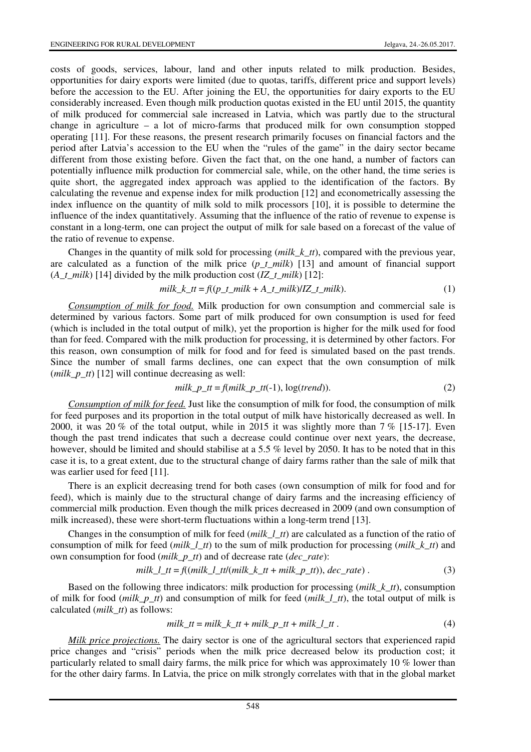costs of goods, services, labour, land and other inputs related to milk production. Besides, opportunities for dairy exports were limited (due to quotas, tariffs, different price and support levels) before the accession to the EU. After joining the EU, the opportunities for dairy exports to the EU considerably increased. Even though milk production quotas existed in the EU until 2015, the quantity of milk produced for commercial sale increased in Latvia, which was partly due to the structural change in agriculture – a lot of micro-farms that produced milk for own consumption stopped operating [11]. For these reasons, the present research primarily focuses on financial factors and the period after Latvia's accession to the EU when the "rules of the game" in the dairy sector became different from those existing before. Given the fact that, on the one hand, a number of factors can potentially influence milk production for commercial sale, while, on the other hand, the time series is quite short, the aggregated index approach was applied to the identification of the factors. By calculating the revenue and expense index for milk production [12] and econometrically assessing the index influence on the quantity of milk sold to milk processors [10], it is possible to determine the influence of the index quantitatively. Assuming that the influence of the ratio of revenue to expense is constant in a long-term, one can project the output of milk for sale based on a forecast of the value of the ratio of revenue to expense.

Changes in the quantity of milk sold for processing ($milk\_k\_tt$), compared with the previous year, are calculated as a function of the milk price ($p\_t\_milk$) [13] and amount of financial support ($A\_t\_milk$) [14] divided by the milk production cost ($IZ\_t\_milk$) [12]:

$$milk\_k\_tt = f((p\_t\_milk + A\_t\_milk)/IZ\_t\_milk). \tag{1}$$

*Consumption of milk for food.* Milk production for own consumption and commercial sale is determined by various factors. Some part of milk produced for own consumption is used for feed (which is included in the total output of milk), yet the proportion is higher for the milk used for food than for feed. Compared with the milk production for processing, it is determined by other factors. For this reason, own consumption of milk for food and for feed is simulated based on the past trends. Since the number of small farms declines, one can expect that the own consumption of milk ($milk\_p\_tt$) [12] will continue decreasing as well:

$$milk\_p\_tt = f(milk\_p\_tt(-1), \log(trend)). \tag{2}$$

*Consumption of milk for feed.* Just like the consumption of milk for food, the consumption of milk for feed purposes and its proportion in the total output of milk have historically decreased as well. In 2000, it was 20 % of the total output, while in 2015 it was slightly more than 7 % [15-17]. Even though the past trend indicates that such a decrease could continue over next years, the decrease, however, should be limited and should stabilise at a 5.5 % level by 2050. It has to be noted that in this case it is, to a great extent, due to the structural change of dairy farms rather than the sale of milk that was earlier used for feed [11].

There is an explicit decreasing trend for both cases (own consumption of milk for food and for feed), which is mainly due to the structural change of dairy farms and the increasing efficiency of commercial milk production. Even though the milk prices decreased in 2009 (and own consumption of milk increased), these were short-term fluctuations within a long-term trend [13].

Changes in the consumption of milk for feed ($milk\_l\_tt$) are calculated as a function of the ratio of consumption of milk for feed ($milk\_l\_tt$) to the sum of milk production for processing ($milk\_k\_tt$) and own consumption for food ($milk\_p\_tt$) and of decrease rate ($dec\_rate$):

$$milk\_l\_tt = f((milk\_l\_tt/(milk\_k\_tt + milk\_p\_tt)), dec\_rate) . \tag{3}$$

Based on the following three indicators: milk production for processing ($milk\_k\_tt$), consumption of milk for food ($milk\_p\_tt$) and consumption of milk for feed ($milk\_l\_tt$), the total output of milk is calculated ($milk\_tt$) as follows:

$$milk\_tt = milk\_k\_tt + milk\_p\_tt + milk\_l\_tt . \tag{4}$$

*Milk price projections.* The dairy sector is one of the agricultural sectors that experienced rapid price changes and "crisis" periods when the milk price decreased below its production cost; it particularly related to small dairy farms, the milk price for which was approximately 10 % lower than for the other dairy farms. In Latvia, the price on milk strongly correlates with that in the global market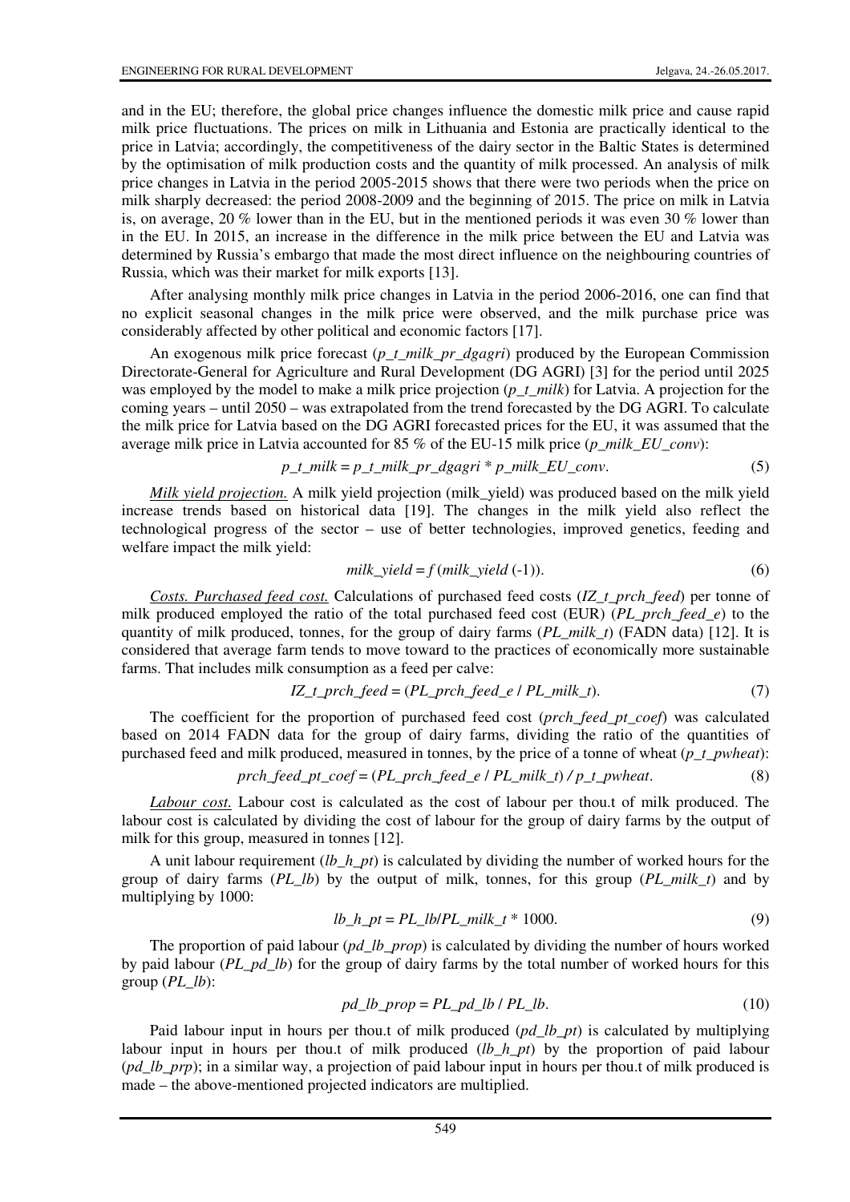and in the EU; therefore, the global price changes influence the domestic milk price and cause rapid milk price fluctuations. The prices on milk in Lithuania and Estonia are practically identical to the price in Latvia; accordingly, the competitiveness of the dairy sector in the Baltic States is determined by the optimisation of milk production costs and the quantity of milk processed. An analysis of milk price changes in Latvia in the period 2005-2015 shows that there were two periods when the price on milk sharply decreased: the period 2008-2009 and the beginning of 2015. The price on milk in Latvia is, on average, 20 % lower than in the EU, but in the mentioned periods it was even 30 % lower than in the EU. In 2015, an increase in the difference in the milk price between the EU and Latvia was determined by Russia's embargo that made the most direct influence on the neighbouring countries of Russia, which was their market for milk exports [13].

After analysing monthly milk price changes in Latvia in the period 2006-2016, one can find that no explicit seasonal changes in the milk price were observed, and the milk purchase price was considerably affected by other political and economic factors [17].

An exogenous milk price forecast (*p_t_milk_pr_dgagri*) produced by the European Commission Directorate-General for Agriculture and Rural Development (DG AGRI) [3] for the period until 2025 was employed by the model to make a milk price projection (*p_t_milk*) for Latvia. A projection for the coming years – until 2050 – was extrapolated from the trend forecasted by the DG AGRI. To calculate the milk price for Latvia based on the DG AGRI forecasted prices for the EU, it was assumed that the average milk price in Latvia accounted for 85 % of the EU-15 milk price (*p_milk_EU_conv*):

$$p\_t\_milk = p\_t\_milk\_pr\_dgagri * p\_milk\_EU\_conv. \quad (5)$$

*Milk yield projection.* A milk yield projection (milk_yield) was produced based on the milk yield increase trends based on historical data [19]. The changes in the milk yield also reflect the technological progress of the sector – use of better technologies, improved genetics, feeding and welfare impact the milk yield:

$$milk\_yield = f\,(milk\_yield\,(-1)). \quad (6)$$

*Costs. Purchased feed cost.* Calculations of purchased feed costs (*IZ_t_prch_feed*) per tonne of milk produced employed the ratio of the total purchased feed cost (EUR) (*PL_prch_feed_e*) to the quantity of milk produced, tonnes, for the group of dairy farms (*PL_milk_t*) (FADN data) [12]. It is considered that average farm tends to move toward to the practices of economically more sustainable farms. That includes milk consumption as a feed per calve:

$$IZ\_t\_prch\_feed = (PL\_prch\_feed\_e \,/\, PL\_milk\_t). \quad (7)$$

The coefficient for the proportion of purchased feed cost (*prch_feed_pt_coef*) was calculated based on 2014 FADN data for the group of dairy farms, dividing the ratio of the quantities of purchased feed and milk produced, measured in tonnes, by the price of a tonne of wheat (*p_t_pwheat*):

$$prch\_feed\_pt\_coef = (PL\_prch\_feed\_e \,/\, PL\_milk\_t) \,/\, p\_t\_pwheat. \quad (8)$$

*Labour cost.* Labour cost is calculated as the cost of labour per thou.t of milk produced. The labour cost is calculated by dividing the cost of labour for the group of dairy farms by the output of milk for this group, measured in tonnes [12].

A unit labour requirement (*lb_h_pt*) is calculated by dividing the number of worked hours for the group of dairy farms (*PL_lb*) by the output of milk, tonnes, for this group (*PL_milk_t*) and by multiplying by 1000:

$$lb\_h\_pt = PL\_lb/PL\_milk\_t * 1000. \quad (9)$$

The proportion of paid labour (*pd_lb_prop*) is calculated by dividing the number of hours worked by paid labour (*PL_pd_lb*) for the group of dairy farms by the total number of worked hours for this group (*PL_lb*):

$$pd\_lb\_prop = PL\_pd\_lb \,/\, PL\_lb. \quad (10)$$

Paid labour input in hours per thou.t of milk produced (*pd_lb_pt*) is calculated by multiplying labour input in hours per thou.t of milk produced (*lb_h_pt*) by the proportion of paid labour (*pd_lb_prp*); in a similar way, a projection of paid labour input in hours per thou.t of milk produced is made – the above-mentioned projected indicators are multiplied.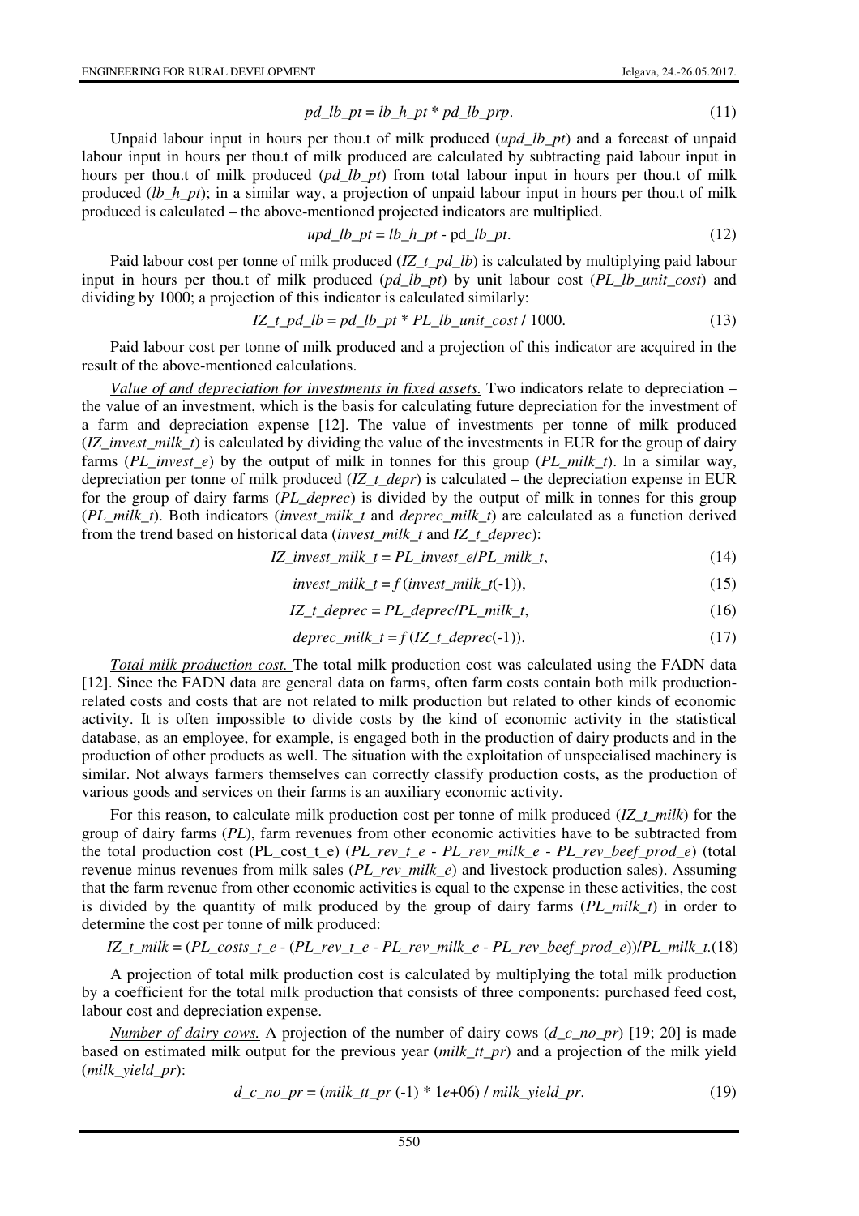$$pd\_lb\_pt = lb\_h\_pt * pd\_lb\_prp. \quad (11)$$

Unpaid labour input in hours per thou.t of milk produced (*upd_lb_pt*) and a forecast of unpaid labour input in hours per thou.t of milk produced are calculated by subtracting paid labour input in hours per thou.t of milk produced (*pd_lb_pt*) from total labour input in hours per thou.t of milk produced (*lb_h_pt*); in a similar way, a projection of unpaid labour input in hours per thou.t of milk produced is calculated – the above-mentioned projected indicators are multiplied.

$$upd\_lb\_pt = lb\_h\_pt - \text{pd}\_lb\_pt. \quad (12)$$

Paid labour cost per tonne of milk produced (*IZ_t_pd_lb*) is calculated by multiplying paid labour input in hours per thou.t of milk produced (*pd_lb_pt*) by unit labour cost (*PL_lb_unit_cost*) and dividing by 1000; a projection of this indicator is calculated similarly:

$$IZ\_t\_pd\_lb = pd\_lb\_pt * PL\_lb\_unit\_cost \,/\, 1000. \quad (13)$$

Paid labour cost per tonne of milk produced and a projection of this indicator are acquired in the result of the above-mentioned calculations.

*Value of and depreciation for investments in fixed assets.* Two indicators relate to depreciation – the value of an investment, which is the basis for calculating future depreciation for the investment of a farm and depreciation expense [12]. The value of investments per tonne of milk produced (*IZ_invest_milk_t*) is calculated by dividing the value of the investments in EUR for the group of dairy farms (*PL_invest_e*) by the output of milk in tonnes for this group (*PL_milk_t*). In a similar way, depreciation per tonne of milk produced (*IZ_t_depr*) is calculated – the depreciation expense in EUR for the group of dairy farms (*PL_deprec*) is divided by the output of milk in tonnes for this group (*PL_milk_t*). Both indicators (*invest_milk_t* and *deprec_milk_t*) are calculated as a function derived from the trend based on historical data (*invest_milk_t* and *IZ_t_deprec*):

$$IZ\_invest\_milk\_t = PL\_invest\_e / PL\_milk\_t, \quad (14)$$

$$invest\_milk\_t = f\,(invest\_milk\_t(-1)), \quad (15)$$

$$IZ\_t\_deprec = PL\_deprec / PL\_milk\_t, \quad (16)$$

$$deprec\_milk\_t = f\,(IZ\_t\_deprec(-1)). \quad (17)$$

*Total milk production cost.* The total milk production cost was calculated using the FADN data [12]. Since the FADN data are general data on farms, often farm costs contain both milk production-related costs and costs that are not related to milk production but related to other kinds of economic activity. It is often impossible to divide costs by the kind of economic activity in the statistical database, as an employee, for example, is engaged both in the production of dairy products and in the production of other products as well. The situation with the exploitation of unspecialised machinery is similar. Not always farmers themselves can correctly classify production costs, as the production of various goods and services on their farms is an auxiliary economic activity.

For this reason, to calculate milk production cost per tonne of milk produced (*IZ_t_milk*) for the group of dairy farms (*PL*), farm revenues from other economic activities have to be subtracted from the total production cost (PL_cost_t_e) (*PL_rev_t_e - PL_rev_milk_e - PL_rev_beef_prod_e*) (total revenue minus revenues from milk sales (*PL_rev_milk_e*) and livestock production sales). Assuming that the farm revenue from other economic activities is equal to the expense in these activities, the cost is divided by the quantity of milk produced by the group of dairy farms (*PL_milk_t*) in order to determine the cost per tonne of milk produced:

$$IZ\_t\_milk = (PL\_costs\_t\_e - (PL\_rev\_t\_e - PL\_rev\_milk\_e - PL\_rev\_beef\_prod\_e)) / PL\_milk\_t. \quad (18)$$

A projection of total milk production cost is calculated by multiplying the total milk production by a coefficient for the total milk production that consists of three components: purchased feed cost, labour cost and depreciation expense.

*Number of dairy cows.* A projection of the number of dairy cows (*d_c_no_pr*) [19; 20] is made based on estimated milk output for the previous year (*milk_tt_pr*) and a projection of the milk yield (*milk_yield_pr*):

$$d\_c\_no\_pr = (milk\_tt\_pr\,(-1) * 1e{+}06) \,/\, milk\_yield\_pr. \quad (19)$$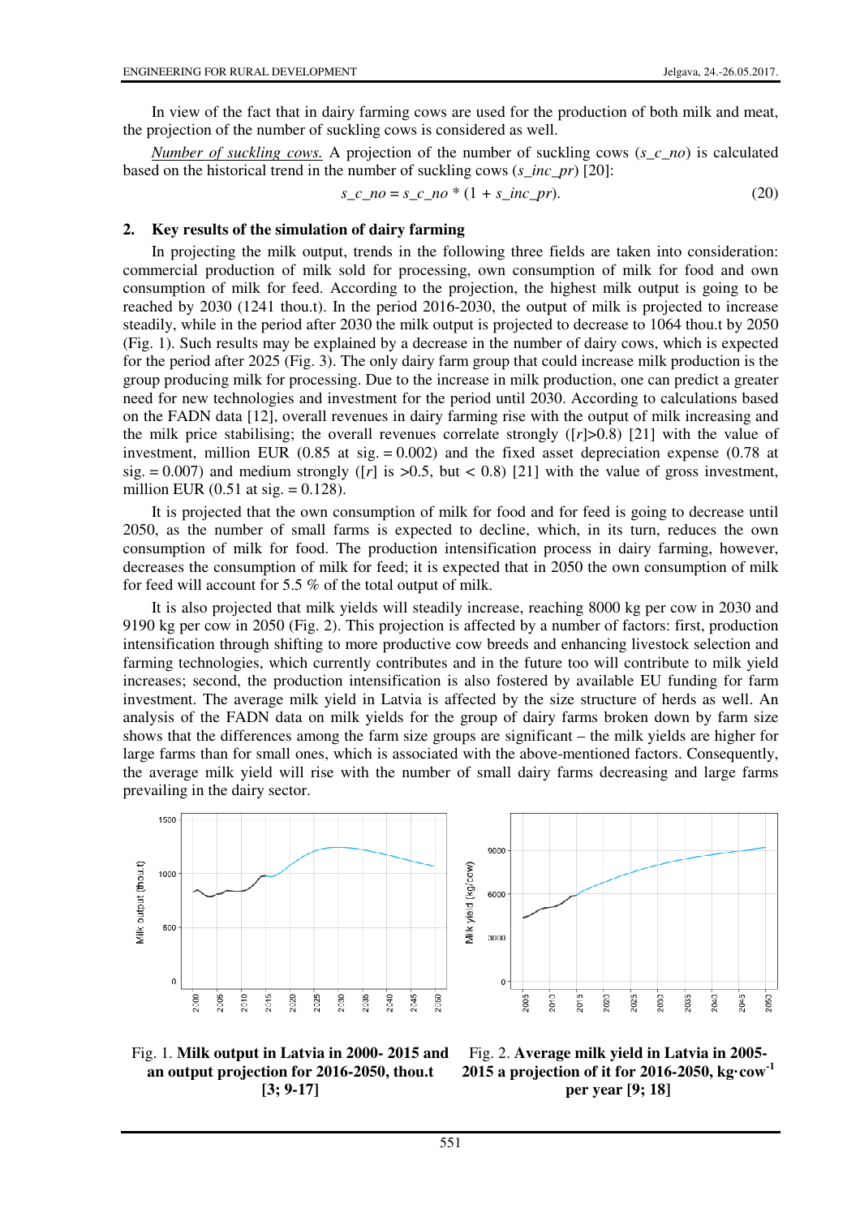In view of the fact that in dairy farming cows are used for the production of both milk and meat, the projection of the number of suckling cows is considered as well.

*Number of suckling cows.* A projection of the number of suckling cows ($s\_c\_no$) is calculated based on the historical trend in the number of suckling cows ($s\_inc\_pr$) [20]:

$$s\_c\_no = s\_c\_no * (1 + s\_inc\_pr). \tag{20}$$

## 2. Key results of the simulation of dairy farming

In projecting the milk output, trends in the following three fields are taken into consideration: commercial production of milk sold for processing, own consumption of milk for food and own consumption of milk for feed. According to the projection, the highest milk output is going to be reached by 2030 (1241 thou.t). In the period 2016-2030, the output of milk is projected to increase steadily, while in the period after 2030 the milk output is projected to decrease to 1064 thou.t by 2050 (Fig. 1). Such results may be explained by a decrease in the number of dairy cows, which is expected for the period after 2025 (Fig. 3). The only dairy farm group that could increase milk production is the group producing milk for processing. Due to the increase in milk production, one can predict a greater need for new technologies and investment for the period until 2030. According to calculations based on the FADN data [12], overall revenues in dairy farming rise with the output of milk increasing and the milk price stabilising; the overall revenues correlate strongly ($|r|>0.8$) [21] with the value of investment, million EUR (0.85 at sig. = 0.002) and the fixed asset depreciation expense (0.78 at sig. = 0.007) and medium strongly ($|r|$ is >0.5, but < 0.8) [21] with the value of gross investment, million EUR (0.51 at sig. = 0.128).

It is projected that the own consumption of milk for food and for feed is going to decrease until 2050, as the number of small farms is expected to decline, which, in its turn, reduces the own consumption of milk for food. The production intensification process in dairy farming, however, decreases the consumption of milk for feed; it is expected that in 2050 the own consumption of milk for feed will account for 5.5 % of the total output of milk.

It is also projected that milk yields will steadily increase, reaching 8000 kg per cow in 2030 and 9190 kg per cow in 2050 (Fig. 2). This projection is affected by a number of factors: first, production intensification through shifting to more productive cow breeds and enhancing livestock selection and farming technologies, which currently contributes and in the future too will contribute to milk yield increases; second, the production intensification is also fostered by available EU funding for farm investment. The average milk yield in Latvia is affected by the size structure of herds as well. An analysis of the FADN data on milk yields for the group of dairy farms broken down by farm size shows that the differences among the farm size groups are significant – the milk yields are higher for large farms than for small ones, which is associated with the above-mentioned factors. Consequently, the average milk yield will rise with the number of small dairy farms decreasing and large farms prevailing in the dairy sector.

Fig. 1. **Milk output in Latvia in 2000- 2015 and an output projection for 2016-2050, thou.t [3; 9-17]**

Fig. 2. **Average milk yield in Latvia in 2005-2015 a projection of it for 2016-2050, kg·cow$^{-1}$ per year [9; 18]**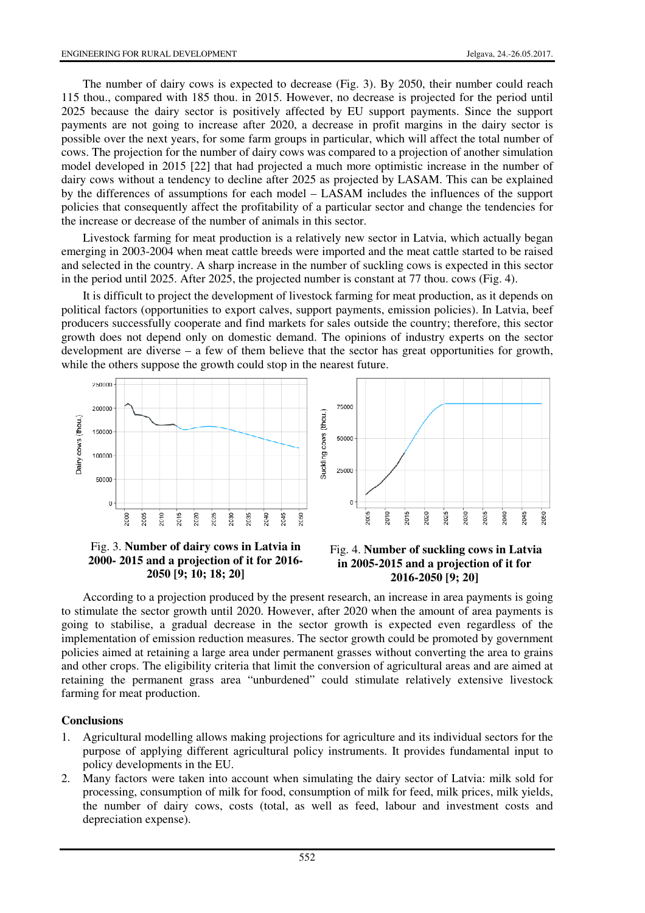The number of dairy cows is expected to decrease (Fig. 3). By 2050, their number could reach 115 thou., compared with 185 thou. in 2015. However, no decrease is projected for the period until 2025 because the dairy sector is positively affected by EU support payments. Since the support payments are not going to increase after 2020, a decrease in profit margins in the dairy sector is possible over the next years, for some farm groups in particular, which will affect the total number of cows. The projection for the number of dairy cows was compared to a projection of another simulation model developed in 2015 [22] that had projected a much more optimistic increase in the number of dairy cows without a tendency to decline after 2025 as projected by LASAM. This can be explained by the differences of assumptions for each model – LASAM includes the influences of the support policies that consequently affect the profitability of a particular sector and change the tendencies for the increase or decrease of the number of animals in this sector.

Livestock farming for meat production is a relatively new sector in Latvia, which actually began emerging in 2003-2004 when meat cattle breeds were imported and the meat cattle started to be raised and selected in the country. A sharp increase in the number of suckling cows is expected in this sector in the period until 2025. After 2025, the projected number is constant at 77 thou. cows (Fig. 4).

It is difficult to project the development of livestock farming for meat production, as it depends on political factors (opportunities to export calves, support payments, emission policies). In Latvia, beef producers successfully cooperate and find markets for sales outside the country; therefore, this sector growth does not depend only on domestic demand. The opinions of industry experts on the sector development are diverse – a few of them believe that the sector has great opportunities for growth, while the others suppose the growth could stop in the nearest future.

Fig. 3. **Number of dairy cows in Latvia in 2000- 2015 and a projection of it for 2016-2050 [9; 10; 18; 20]**

Fig. 4. **Number of suckling cows in Latvia in 2005-2015 and a projection of it for 2016-2050 [9; 20]**

According to a projection produced by the present research, an increase in area payments is going to stimulate the sector growth until 2020. However, after 2020 when the amount of area payments is going to stabilise, a gradual decrease in the sector growth is expected even regardless of the implementation of emission reduction measures. The sector growth could be promoted by government policies aimed at retaining a large area under permanent grasses without converting the area to grains and other crops. The eligibility criteria that limit the conversion of agricultural areas and are aimed at retaining the permanent grass area "unburdened" could stimulate relatively extensive livestock farming for meat production.

## Conclusions

1. Agricultural modelling allows making projections for agriculture and its individual sectors for the purpose of applying different agricultural policy instruments. It provides fundamental input to policy developments in the EU.
2. Many factors were taken into account when simulating the dairy sector of Latvia: milk sold for processing, consumption of milk for food, consumption of milk for feed, milk prices, milk yields, the number of dairy cows, costs (total, as well as feed, labour and investment costs and depreciation expense).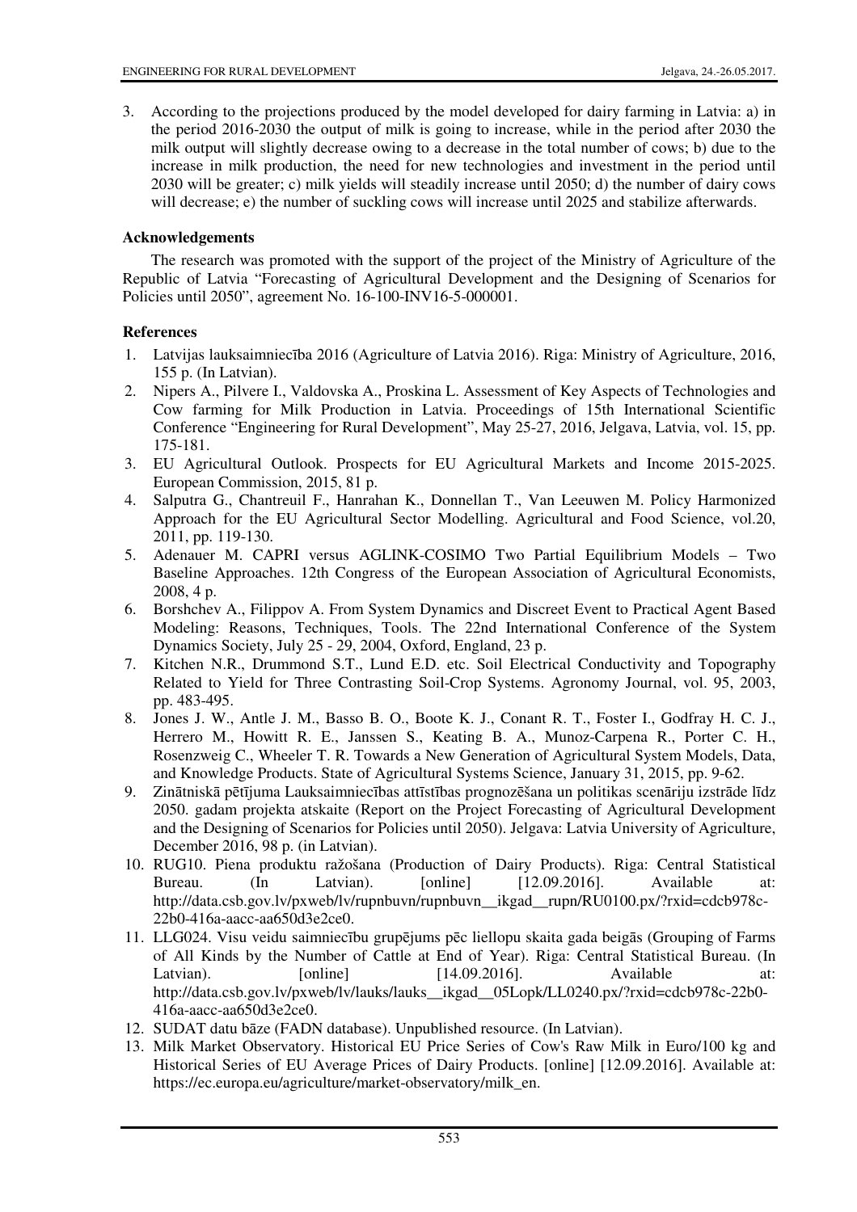3. According to the projections produced by the model developed for dairy farming in Latvia: a) in the period 2016-2030 the output of milk is going to increase, while in the period after 2030 the milk output will slightly decrease owing to a decrease in the total number of cows; b) due to the increase in milk production, the need for new technologies and investment in the period until 2030 will be greater; c) milk yields will steadily increase until 2050; d) the number of dairy cows will decrease; e) the number of suckling cows will increase until 2025 and stabilize afterwards.

## Acknowledgements

The research was promoted with the support of the project of the Ministry of Agriculture of the Republic of Latvia "Forecasting of Agricultural Development and the Designing of Scenarios for Policies until 2050", agreement No. 16-100-INV16-5-000001.

## References

1. Latvijas lauksaimniecība 2016 (Agriculture of Latvia 2016). Riga: Ministry of Agriculture, 2016, 155 p. (In Latvian).
2. Nipers A., Pilvere I., Valdovska A., Proskina L. Assessment of Key Aspects of Technologies and Cow farming for Milk Production in Latvia. Proceedings of 15th International Scientific Conference "Engineering for Rural Development", May 25-27, 2016, Jelgava, Latvia, vol. 15, pp. 175-181.
3. EU Agricultural Outlook. Prospects for EU Agricultural Markets and Income 2015-2025. European Commission, 2015, 81 p.
4. Salputra G., Chantreuil F., Hanrahan K., Donnellan T., Van Leeuwen M. Policy Harmonized Approach for the EU Agricultural Sector Modelling. Agricultural and Food Science, vol.20, 2011, pp. 119-130.
5. Adenauer M. CAPRI versus AGLINK-COSIMO Two Partial Equilibrium Models – Two Baseline Approaches. 12th Congress of the European Association of Agricultural Economists, 2008, 4 p.
6. Borshchev A., Filippov A. From System Dynamics and Discreet Event to Practical Agent Based Modeling: Reasons, Techniques, Tools. The 22nd International Conference of the System Dynamics Society, July 25 - 29, 2004, Oxford, England, 23 p.
7. Kitchen N.R., Drummond S.T., Lund E.D. etc. Soil Electrical Conductivity and Topography Related to Yield for Three Contrasting Soil-Crop Systems. Agronomy Journal, vol. 95, 2003, pp. 483-495.
8. Jones J. W., Antle J. M., Basso B. O., Boote K. J., Conant R. T., Foster I., Godfray H. C. J., Herrero M., Howitt R. E., Janssen S., Keating B. A., Munoz-Carpena R., Porter C. H., Rosenzweig C., Wheeler T. R. Towards a New Generation of Agricultural System Models, Data, and Knowledge Products. State of Agricultural Systems Science, January 31, 2015, pp. 9-62.
9. Zinātniskā pētījuma Lauksaimniecības attīstības prognozēšana un politikas scenāriju izstrāde līdz 2050. gadam projekta atskaite (Report on the Project Forecasting of Agricultural Development and the Designing of Scenarios for Policies until 2050). Jelgava: Latvia University of Agriculture, December 2016, 98 p. (in Latvian).
10. RUG10. Piena produktu ražošana (Production of Dairy Products). Riga: Central Statistical Bureau. (In Latvian). [online] [12.09.2016]. Available at: http://data.csb.gov.lv/pxweb/lv/rupnbuvn/rupnbuvn__ikgad__rupn/RU0100.px/?rxid=cdcb978c-22b0-416a-aacc-aa650d3e2ce0.
11. LLG024. Visu veidu saimniecību grupējums pēc liellopu skaita gada beigās (Grouping of Farms of All Kinds by the Number of Cattle at End of Year). Riga: Central Statistical Bureau. (In Latvian). [online] [14.09.2016]. Available at: http://data.csb.gov.lv/pxweb/lv/lauks/lauks__ikgad__05Lopk/LL0240.px/?rxid=cdcb978c-22b0-416a-aacc-aa650d3e2ce0.
12. SUDAT datu bāze (FADN database). Unpublished resource. (In Latvian).
13. Milk Market Observatory. Historical EU Price Series of Cow's Raw Milk in Euro/100 kg and Historical Series of EU Average Prices of Dairy Products. [online] [12.09.2016]. Available at: https://ec.europa.eu/agriculture/market-observatory/milk_en.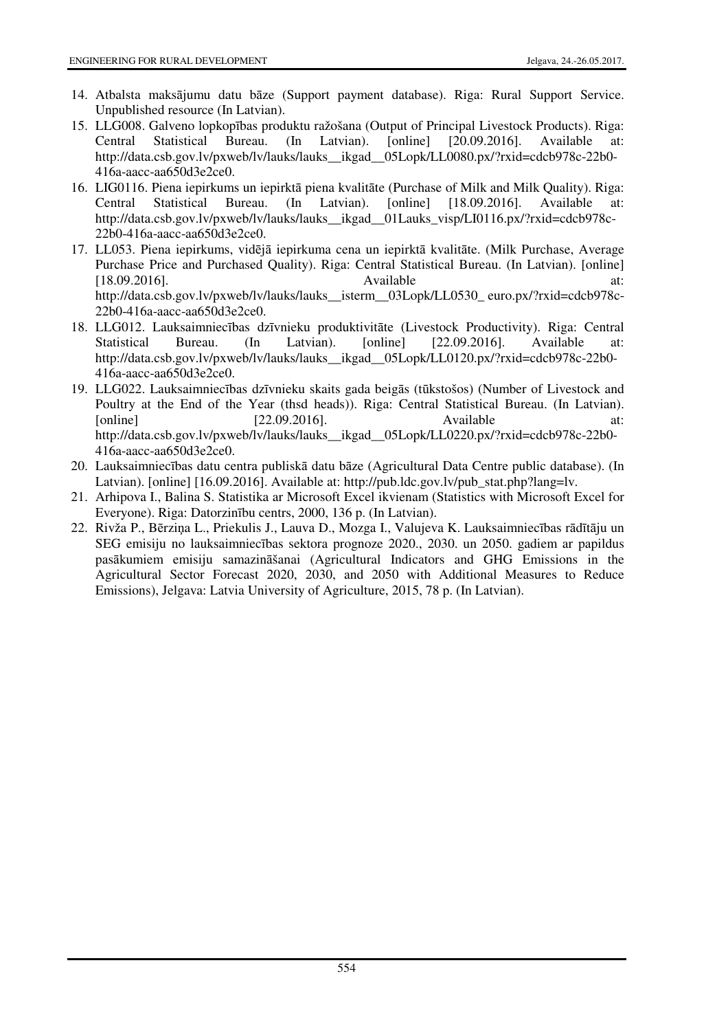14. Atbalsta maksājumu datu bāze (Support payment database). Riga: Rural Support Service. Unpublished resource (In Latvian).
15. LLG008. Galveno lopkopības produktu ražošana (Output of Principal Livestock Products). Riga: Central Statistical Bureau. (In Latvian). [online] [20.09.2016]. Available at: http://data.csb.gov.lv/pxweb/lv/lauks/lauks__ikgad__05Lopk/LL0080.px/?rxid=cdcb978c-22b0-416a-aacc-aa650d3e2ce0.
16. LIG0116. Piena iepirkums un iepirktā piena kvalitāte (Purchase of Milk and Milk Quality). Riga: Central Statistical Bureau. (In Latvian). [online] [18.09.2016]. Available at: http://data.csb.gov.lv/pxweb/lv/lauks/lauks__ikgad__01Lauks_visp/LI0116.px/?rxid=cdcb978c-22b0-416a-aacc-aa650d3e2ce0.
17. LL053. Piena iepirkums, vidējā iepirkuma cena un iepirktā kvalitāte. (Milk Purchase, Average Purchase Price and Purchased Quality). Riga: Central Statistical Bureau. (In Latvian). [online] [18.09.2016]. Available at: http://data.csb.gov.lv/pxweb/lv/lauks/lauks__isterm__03Lopk/LL0530_ euro.px/?rxid=cdcb978c-22b0-416a-aacc-aa650d3e2ce0.
18. LLG012. Lauksaimniecības dzīvnieku produktivitāte (Livestock Productivity). Riga: Central Statistical Bureau. (In Latvian). [online] [22.09.2016]. Available at: http://data.csb.gov.lv/pxweb/lv/lauks/lauks__ikgad__05Lopk/LL0120.px/?rxid=cdcb978c-22b0-416a-aacc-aa650d3e2ce0.
19. LLG022. Lauksaimniecības dzīvnieku skaits gada beigās (tūkstošos) (Number of Livestock and Poultry at the End of the Year (thsd heads)). Riga: Central Statistical Bureau. (In Latvian). [online] [22.09.2016]. Available at: http://data.csb.gov.lv/pxweb/lv/lauks/lauks__ikgad__05Lopk/LL0220.px/?rxid=cdcb978c-22b0-416a-aacc-aa650d3e2ce0.
20. Lauksaimniecības datu centra publiskā datu bāze (Agricultural Data Centre public database). (In Latvian). [online] [16.09.2016]. Available at: http://pub.ldc.gov.lv/pub_stat.php?lang=lv.
21. Arhipova I., Balina S. Statistika ar Microsoft Excel ikvienam (Statistics with Microsoft Excel for Everyone). Riga: Datorzinību centrs, 2000, 136 p. (In Latvian).
22. Rivža P., Bērziņa L., Priekulis J., Lauva D., Mozga I., Valujeva K. Lauksaimniecības rādītāju un SEG emisiju no lauksaimniecības sektora prognoze 2020., 2030. un 2050. gadiem ar papildus pasākumiem emisiju samazināšanai (Agricultural Indicators and GHG Emissions in the Agricultural Sector Forecast 2020, 2030, and 2050 with Additional Measures to Reduce Emissions), Jelgava: Latvia University of Agriculture, 2015, 78 p. (In Latvian).